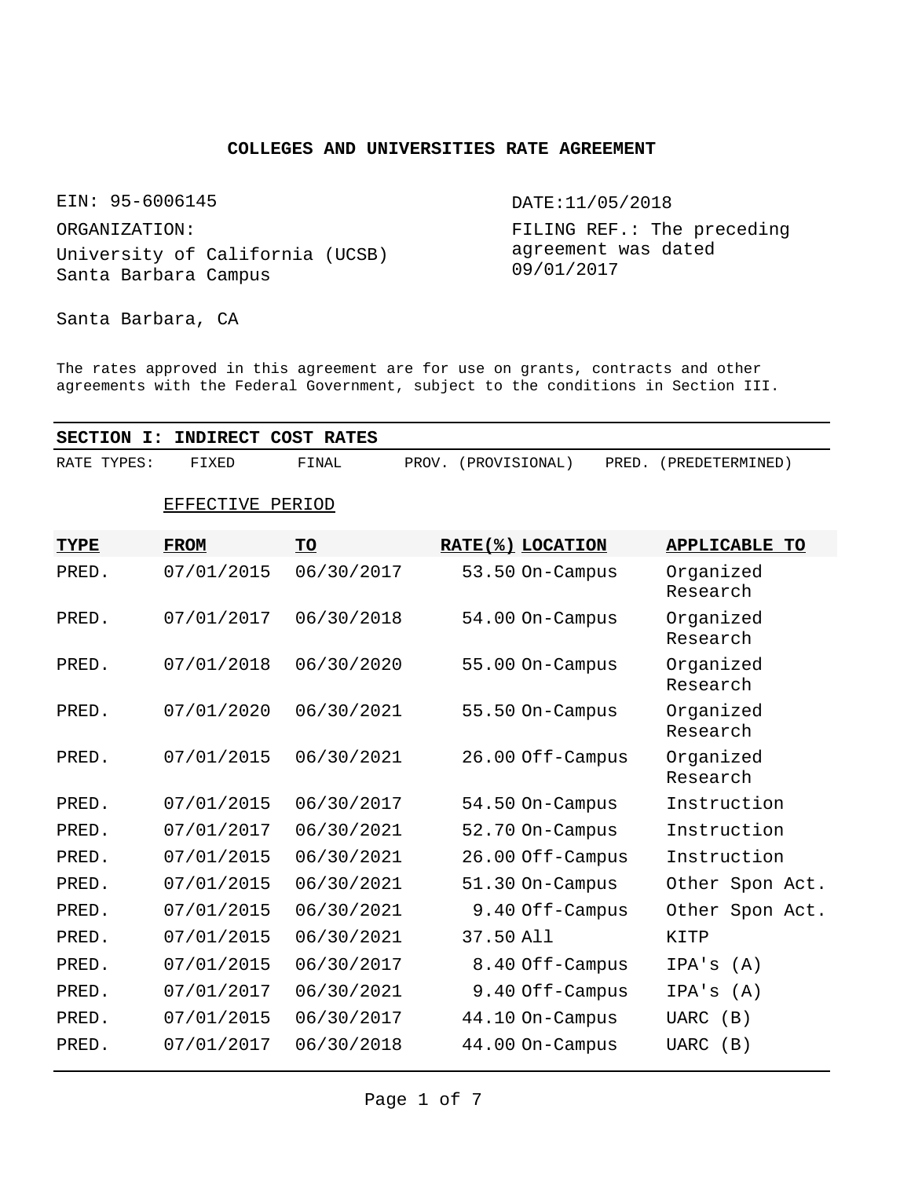# COLLEGES AND UNIVERSITIES RATE AGREEMENT

EIN: 95-6006145

ORGANIZATION:
University of California (UCSB)
Santa Barbara Campus

Santa Barbara, CA

DATE:11/05/2018

FILING REF.: The preceding agreement was dated 09/01/2017

The rates approved in this agreement are for use on grants, contracts and other agreements with the Federal Government, subject to the conditions in Section III.

## SECTION I: INDIRECT COST RATES

RATE TYPES: FIXED FINAL PROV. (PROVISIONAL) PRED. (PREDETERMINED)

| | EFFECTIVE PERIOD | | | | |
|---|---|---|---|---|---|
| **TYPE** | **FROM** | **TO** | **RATE(%)** | **LOCATION** | **APPLICABLE TO** |
| PRED. | 07/01/2015 | 06/30/2017 | 53.50 | On-Campus | Organized Research |
| PRED. | 07/01/2017 | 06/30/2018 | 54.00 | On-Campus | Organized Research |
| PRED. | 07/01/2018 | 06/30/2020 | 55.00 | On-Campus | Organized Research |
| PRED. | 07/01/2020 | 06/30/2021 | 55.50 | On-Campus | Organized Research |
| PRED. | 07/01/2015 | 06/30/2021 | 26.00 | Off-Campus | Organized Research |
| PRED. | 07/01/2015 | 06/30/2017 | 54.50 | On-Campus | Instruction |
| PRED. | 07/01/2017 | 06/30/2021 | 52.70 | On-Campus | Instruction |
| PRED. | 07/01/2015 | 06/30/2021 | 26.00 | Off-Campus | Instruction |
| PRED. | 07/01/2015 | 06/30/2021 | 51.30 | On-Campus | Other Spon Act. |
| PRED. | 07/01/2015 | 06/30/2021 | 9.40 | Off-Campus | Other Spon Act. |
| PRED. | 07/01/2015 | 06/30/2021 | 37.50 | All | KITP |
| PRED. | 07/01/2015 | 06/30/2017 | 8.40 | Off-Campus | IPA's (A) |
| PRED. | 07/01/2017 | 06/30/2021 | 9.40 | Off-Campus | IPA's (A) |
| PRED. | 07/01/2015 | 06/30/2017 | 44.10 | On-Campus | UARC (B) |
| PRED. | 07/01/2017 | 06/30/2018 | 44.00 | On-Campus | UARC (B) |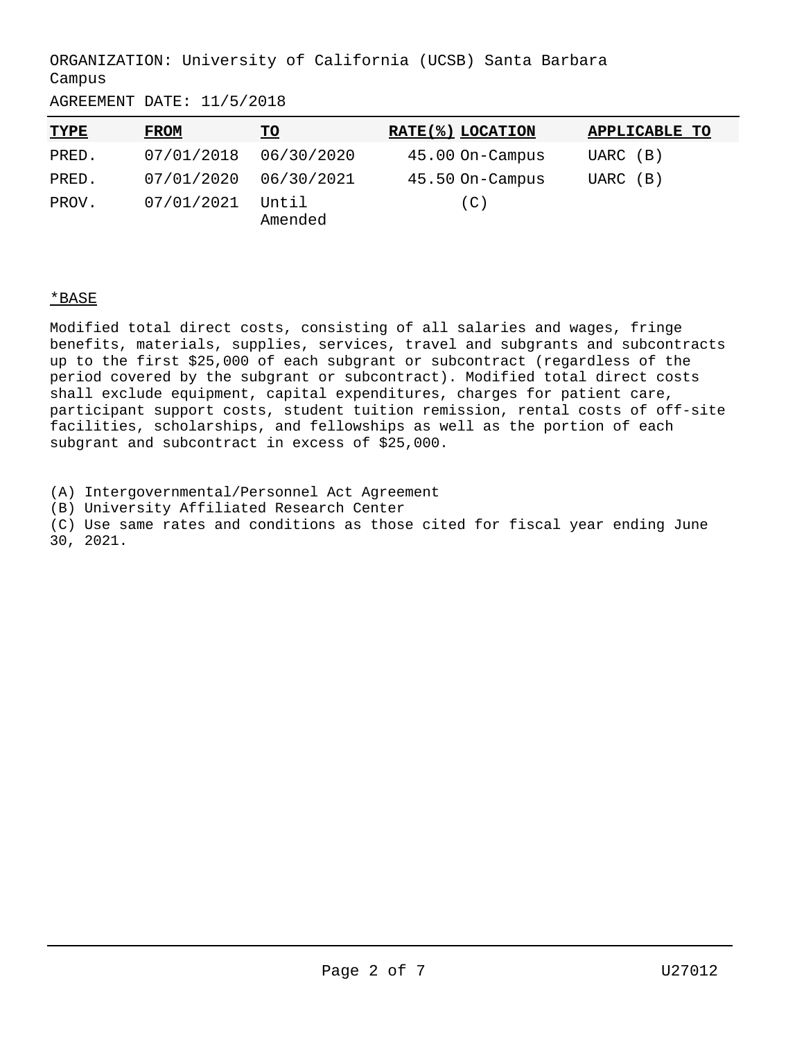ORGANIZATION: University of California (UCSB) Santa Barbara Campus

AGREEMENT DATE: 11/5/2018

| TYPE | FROM | TO | RATE(%) | LOCATION | APPLICABLE TO |
|---|---|---|---|---|---|
| PRED. | 07/01/2018 | 06/30/2020 | 45.00 | On-Campus | UARC (B) |
| PRED. | 07/01/2020 | 06/30/2021 | 45.50 | On-Campus | UARC (B) |
| PROV. | 07/01/2021 | Until Amended | | (C) | |

*BASE

Modified total direct costs, consisting of all salaries and wages, fringe benefits, materials, supplies, services, travel and subgrants and subcontracts up to the first $25,000 of each subgrant or subcontract (regardless of the period covered by the subgrant or subcontract). Modified total direct costs shall exclude equipment, capital expenditures, charges for patient care, participant support costs, student tuition remission, rental costs of off-site facilities, scholarships, and fellowships as well as the portion of each subgrant and subcontract in excess of $25,000.

(A) Intergovernmental/Personnel Act Agreement
(B) University Affiliated Research Center
(C) Use same rates and conditions as those cited for fiscal year ending June 30, 2021.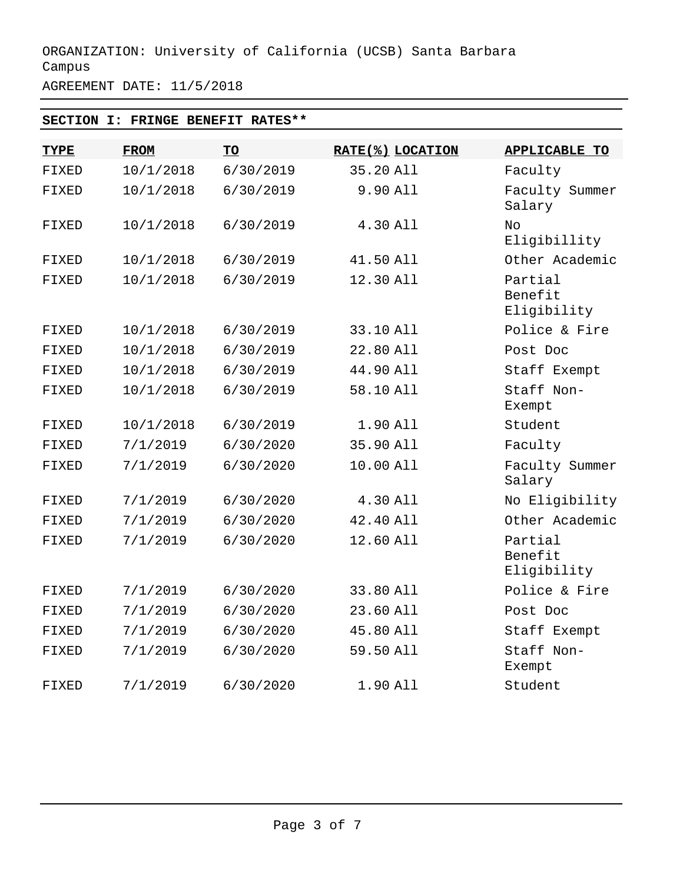ORGANIZATION: University of California (UCSB) Santa Barbara Campus

AGREEMENT DATE: 11/5/2018

## SECTION I: FRINGE BENEFIT RATES**

| TYPE | FROM | TO | RATE(%) | LOCATION | APPLICABLE TO |
|---|---|---|---|---|---|
| FIXED | 10/1/2018 | 6/30/2019 | 35.20 | All | Faculty |
| FIXED | 10/1/2018 | 6/30/2019 | 9.90 | All | Faculty Summer Salary |
| FIXED | 10/1/2018 | 6/30/2019 | 4.30 | All | No Eligibillity |
| FIXED | 10/1/2018 | 6/30/2019 | 41.50 | All | Other Academic |
| FIXED | 10/1/2018 | 6/30/2019 | 12.30 | All | Partial Benefit Eligibility |
| FIXED | 10/1/2018 | 6/30/2019 | 33.10 | All | Police & Fire |
| FIXED | 10/1/2018 | 6/30/2019 | 22.80 | All | Post Doc |
| FIXED | 10/1/2018 | 6/30/2019 | 44.90 | All | Staff Exempt |
| FIXED | 10/1/2018 | 6/30/2019 | 58.10 | All | Staff Non-Exempt |
| FIXED | 10/1/2018 | 6/30/2019 | 1.90 | All | Student |
| FIXED | 7/1/2019 | 6/30/2020 | 35.90 | All | Faculty |
| FIXED | 7/1/2019 | 6/30/2020 | 10.00 | All | Faculty Summer Salary |
| FIXED | 7/1/2019 | 6/30/2020 | 4.30 | All | No Eligibility |
| FIXED | 7/1/2019 | 6/30/2020 | 42.40 | All | Other Academic |
| FIXED | 7/1/2019 | 6/30/2020 | 12.60 | All | Partial Benefit Eligibility |
| FIXED | 7/1/2019 | 6/30/2020 | 33.80 | All | Police & Fire |
| FIXED | 7/1/2019 | 6/30/2020 | 23.60 | All | Post Doc |
| FIXED | 7/1/2019 | 6/30/2020 | 45.80 | All | Staff Exempt |
| FIXED | 7/1/2019 | 6/30/2020 | 59.50 | All | Staff Non-Exempt |
| FIXED | 7/1/2019 | 6/30/2020 | 1.90 | All | Student |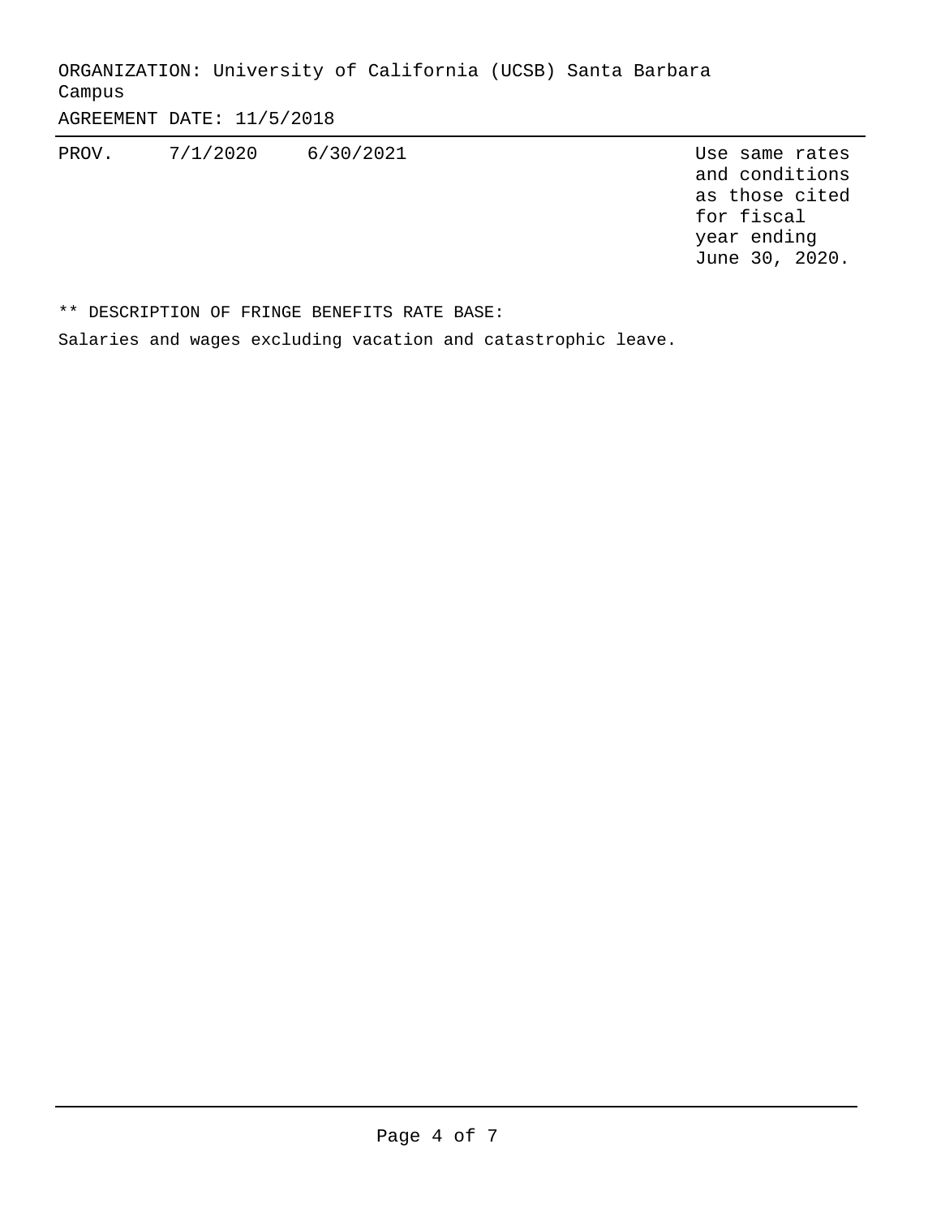ORGANIZATION: University of California (UCSB) Santa Barbara Campus

AGREEMENT DATE: 11/5/2018

| | | | |
|---|---|---|---|
| PROV. | 7/1/2020 | 6/30/2021 | Use same rates and conditions as those cited for fiscal year ending June 30, 2020. |

** DESCRIPTION OF FRINGE BENEFITS RATE BASE:

Salaries and wages excluding vacation and catastrophic leave.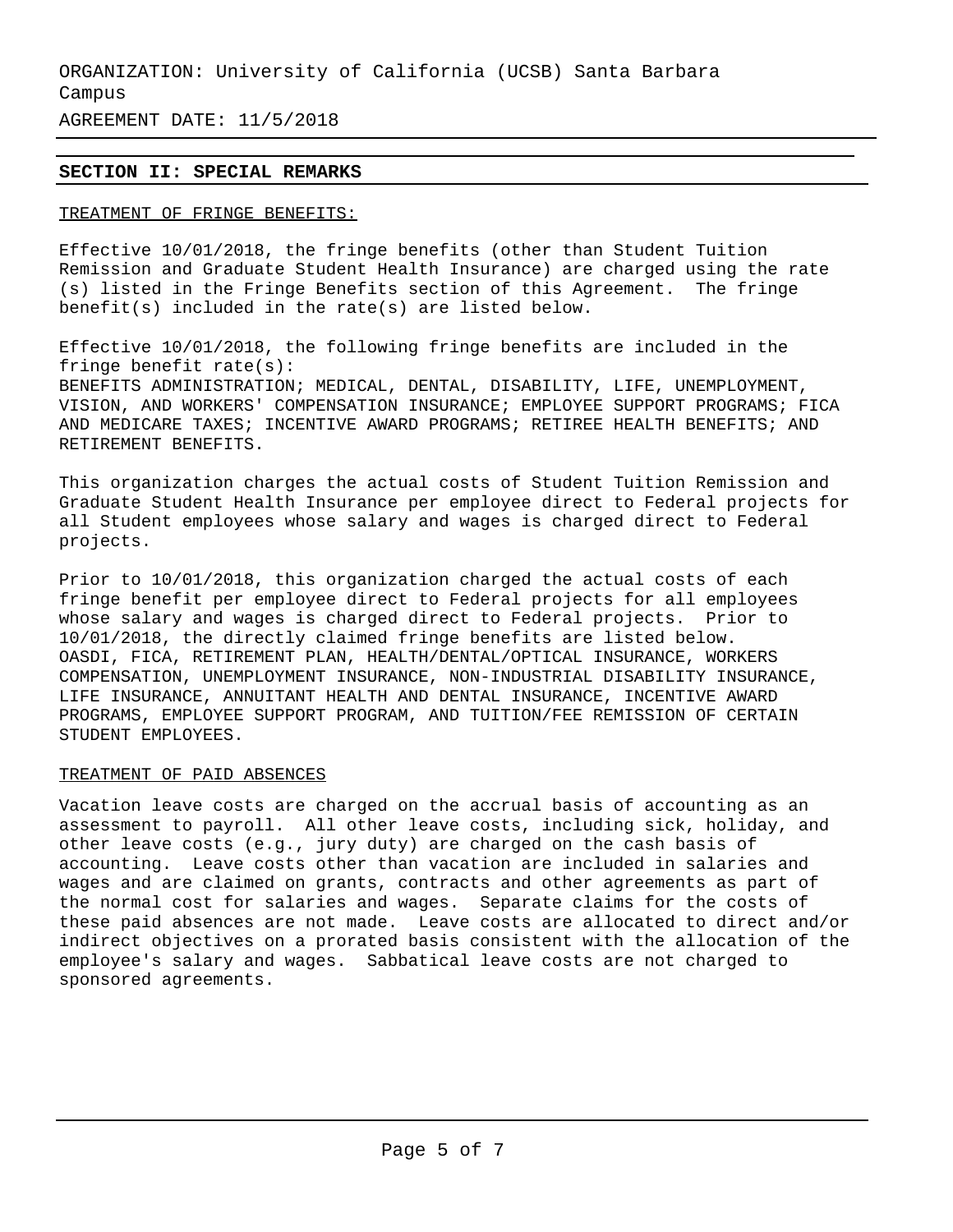ORGANIZATION: University of California (UCSB) Santa Barbara Campus

AGREEMENT DATE: 11/5/2018

## SECTION II: SPECIAL REMARKS

TREATMENT OF FRINGE BENEFITS:

Effective 10/01/2018, the fringe benefits (other than Student Tuition Remission and Graduate Student Health Insurance) are charged using the rate (s) listed in the Fringe Benefits section of this Agreement. The fringe benefit(s) included in the rate(s) are listed below.

Effective 10/01/2018, the following fringe benefits are included in the fringe benefit rate(s):
BENEFITS ADMINISTRATION; MEDICAL, DENTAL, DISABILITY, LIFE, UNEMPLOYMENT, VISION, AND WORKERS' COMPENSATION INSURANCE; EMPLOYEE SUPPORT PROGRAMS; FICA AND MEDICARE TAXES; INCENTIVE AWARD PROGRAMS; RETIREE HEALTH BENEFITS; AND RETIREMENT BENEFITS.

This organization charges the actual costs of Student Tuition Remission and Graduate Student Health Insurance per employee direct to Federal projects for all Student employees whose salary and wages is charged direct to Federal projects.

Prior to 10/01/2018, this organization charged the actual costs of each fringe benefit per employee direct to Federal projects for all employees whose salary and wages is charged direct to Federal projects. Prior to 10/01/2018, the directly claimed fringe benefits are listed below.
OASDI, FICA, RETIREMENT PLAN, HEALTH/DENTAL/OPTICAL INSURANCE, WORKERS COMPENSATION, UNEMPLOYMENT INSURANCE, NON-INDUSTRIAL DISABILITY INSURANCE, LIFE INSURANCE, ANNUITANT HEALTH AND DENTAL INSURANCE, INCENTIVE AWARD PROGRAMS, EMPLOYEE SUPPORT PROGRAM, AND TUITION/FEE REMISSION OF CERTAIN STUDENT EMPLOYEES.

TREATMENT OF PAID ABSENCES

Vacation leave costs are charged on the accrual basis of accounting as an assessment to payroll. All other leave costs, including sick, holiday, and other leave costs (e.g., jury duty) are charged on the cash basis of accounting. Leave costs other than vacation are included in salaries and wages and are claimed on grants, contracts and other agreements as part of the normal cost for salaries and wages. Separate claims for the costs of these paid absences are not made. Leave costs are allocated to direct and/or indirect objectives on a prorated basis consistent with the allocation of the employee's salary and wages. Sabbatical leave costs are not charged to sponsored agreements.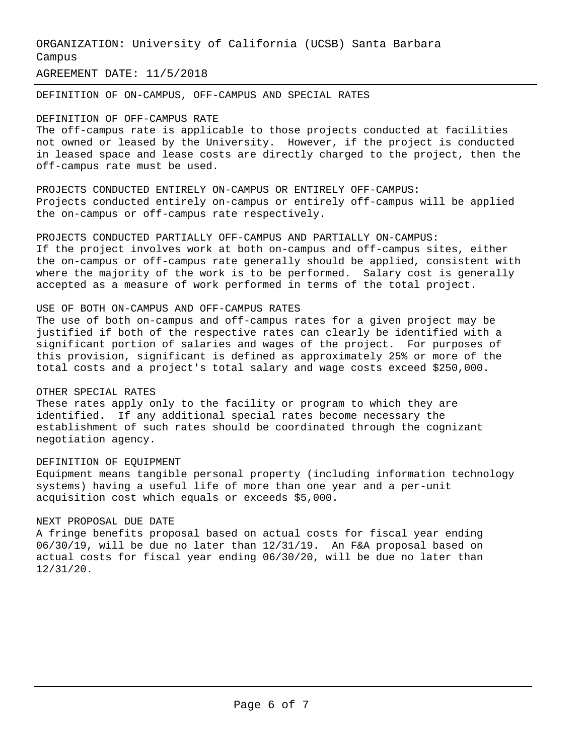ORGANIZATION: University of California (UCSB) Santa Barbara Campus

AGREEMENT DATE: 11/5/2018

## DEFINITION OF ON-CAMPUS, OFF-CAMPUS AND SPECIAL RATES

### DEFINITION OF OFF-CAMPUS RATE

The off-campus rate is applicable to those projects conducted at facilities not owned or leased by the University. However, if the project is conducted in leased space and lease costs are directly charged to the project, then the off-campus rate must be used.

### PROJECTS CONDUCTED ENTIRELY ON-CAMPUS OR ENTIRELY OFF-CAMPUS:

Projects conducted entirely on-campus or entirely off-campus will be applied the on-campus or off-campus rate respectively.

### PROJECTS CONDUCTED PARTIALLY OFF-CAMPUS AND PARTIALLY ON-CAMPUS:

If the project involves work at both on-campus and off-campus sites, either the on-campus or off-campus rate generally should be applied, consistent with where the majority of the work is to be performed. Salary cost is generally accepted as a measure of work performed in terms of the total project.

### USE OF BOTH ON-CAMPUS AND OFF-CAMPUS RATES

The use of both on-campus and off-campus rates for a given project may be justified if both of the respective rates can clearly be identified with a significant portion of salaries and wages of the project. For purposes of this provision, significant is defined as approximately 25% or more of the total costs and a project's total salary and wage costs exceed $250,000.

### OTHER SPECIAL RATES

These rates apply only to the facility or program to which they are identified. If any additional special rates become necessary the establishment of such rates should be coordinated through the cognizant negotiation agency.

### DEFINITION OF EQUIPMENT

Equipment means tangible personal property (including information technology systems) having a useful life of more than one year and a per-unit acquisition cost which equals or exceeds $5,000.

### NEXT PROPOSAL DUE DATE

A fringe benefits proposal based on actual costs for fiscal year ending 06/30/19, will be due no later than 12/31/19. An F&A proposal based on actual costs for fiscal year ending 06/30/20, will be due no later than 12/31/20.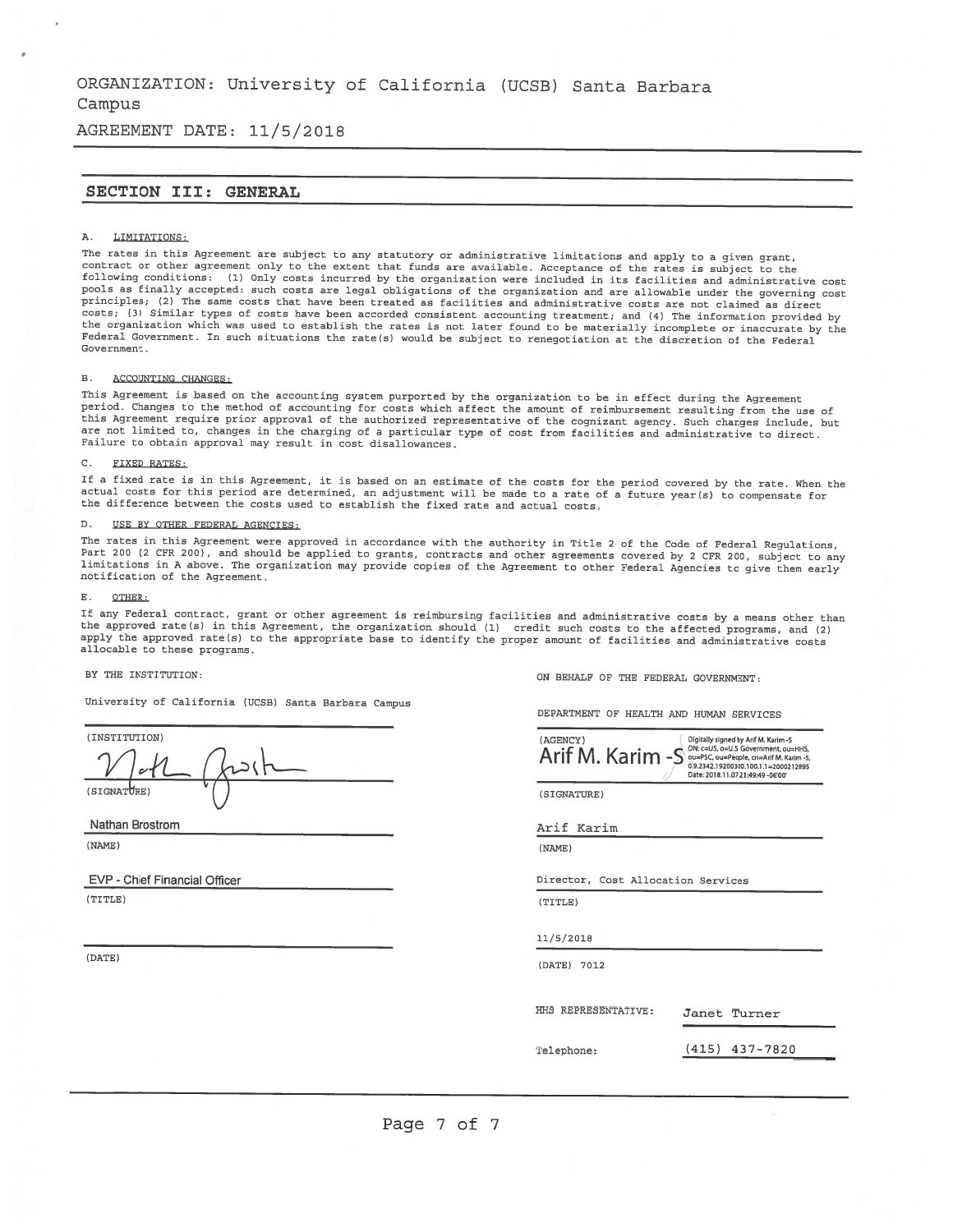ORGANIZATION: University of California (UCSB) Santa Barbara Campus

AGREEMENT DATE: 11/5/2018

## SECTION III: GENERAL

A. LIMITATIONS:

The rates in this Agreement are subject to any statutory or administrative limitations and apply to a given grant, contract or other agreement only to the extent that funds are available. Acceptance of the rates is subject to the following conditions: (1) Only costs incurred by the organization were included in its facilities and administrative cost pools as finally accepted: such costs are legal obligations of the organization and are allowable under the governing cost principles; (2) The same costs that have been treated as facilities and administrative costs are not claimed as direct costs; (3) Similar types of costs have been accorded consistent accounting treatment; and (4) The information provided by the organization which was used to establish the rates is not later found to be materially incomplete or inaccurate by the Federal Government. In such situations the rate(s) would be subject to renegotiation at the discretion of the Federal Government.

B. ACCOUNTING CHANGES:

This Agreement is based on the accounting system purported by the organization to be in effect during the Agreement period. Changes to the method of accounting for costs which affect the amount of reimbursement resulting from the use of this Agreement require prior approval of the authorized representative of the cognizant agency. Such changes include, but are not limited to, changes in the charging of a particular type of cost from facilities and administrative to direct. Failure to obtain approval may result in cost disallowances.

C. FIXED RATES:

If a fixed rate is in this Agreement, it is based on an estimate of the costs for the period covered by the rate. When the actual costs for this period are determined, an adjustment will be made to a rate of a future year(s) to compensate for the difference between the costs used to establish the fixed rate and actual costs.

D. USE BY OTHER FEDERAL AGENCIES:

The rates in this Agreement were approved in accordance with the authority in Title 2 of the Code of Federal Regulations, Part 200 (2 CFR 200), and should be applied to grants, contracts and other agreements covered by 2 CFR 200, subject to any limitations in A above. The organization may provide copies of the Agreement to other Federal Agencies to give them early notification of the Agreement.

E. OTHER:

If any Federal contract, grant or other agreement is reimbursing facilities and administrative costs by a means other than the approved rate(s) in this Agreement, the organization should (1) credit such costs to the affected programs, and (2) apply the approved rate(s) to the appropriate base to identify the proper amount of facilities and administrative costs allocable to these programs.

BY THE INSTITUTION:

University of California (UCSB) Santa Barbara Campus

(INSTITUTION)

[signature]

(SIGNATURE)

Nathan Brostrom

(NAME)

EVP - Chief Financial Officer

(TITLE)

(DATE)

ON BEHALF OF THE FEDERAL GOVERNMENT:

DEPARTMENT OF HEALTH AND HUMAN SERVICES

(AGENCY)

Arif M. Karim -S — Digitally signed by Arif M. Karim -S DN: c=US, o=U.S Government, ou=HHS, ou=PSC, ou=People, cn=Arif M. Karim -S, 0.9.2342.19200300.100.1.1=2000212895 Date: 2018.11.07 21:49:49 -06'00'

(SIGNATURE)

Arif Karim

(NAME)

Director, Cost Allocation Services

(TITLE)

11/5/2018

(DATE) 7012

HHS REPRESENTATIVE: Janet Turner

Telephone: (415) 437-7820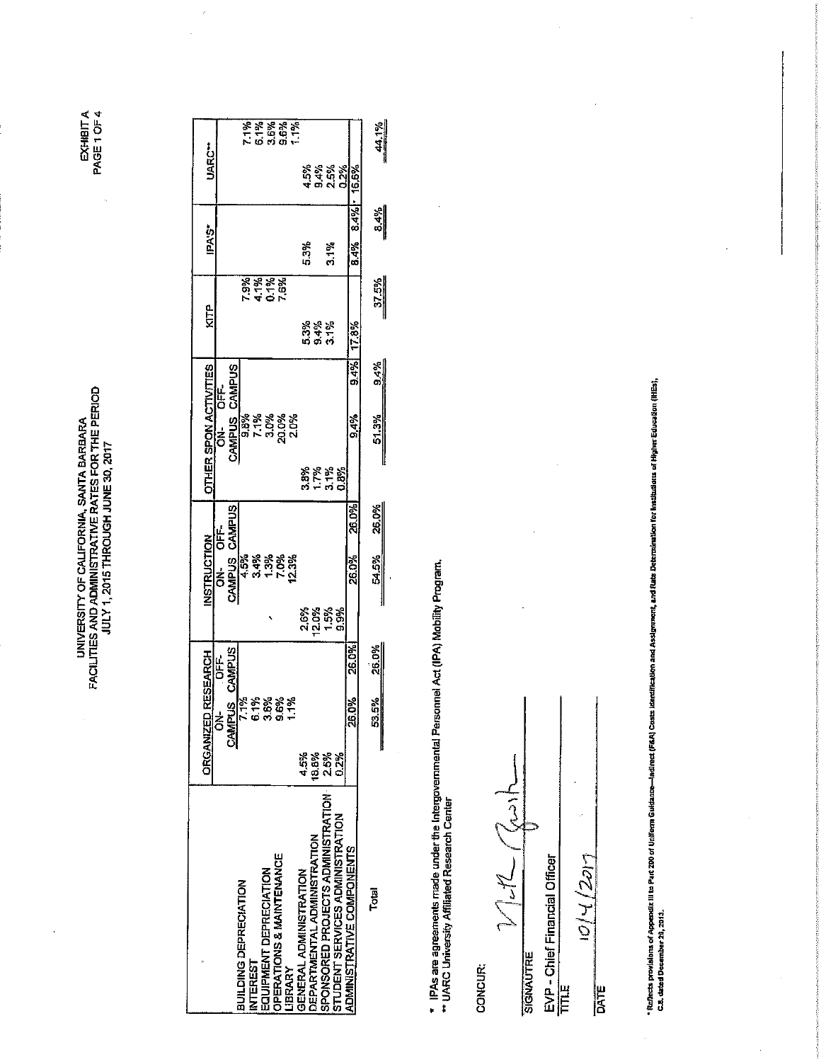EXHIBIT A
PAGE 1 OF 4

# UNIVERSITY OF CALIFORNIA, SANTA BARBARA
## FACILITIES AND ADMINISTRATIVE RATES FOR THE PERIOD
## JULY 1, 2015 THROUGH JUNE 30, 2017

| | ORGANIZED RESEARCH | | | INSTRUCTION | | | OTHER SPON ACTIVITIES | | | KITP | | IPAS* | | UARC** | |
|---|---|---|---|---|---|---|---|---|---|---|---|---|---|---|---|
| | | ON-CAMPUS | OFF-CAMPUS | | ON-CAMPUS | OFF-CAMPUS | | ON-CAMPUS | OFF-CAMPUS | | | | | | |
| BUILDING DEPRECIATION | | 7.1% | | | 4.5% | | | 9.8% | | | | | | | 7.1% |
| INTEREST | | 6.1% | | | 3.4% | | | 7.1% | | | 7.9% | | | | 6.1% |
| EQUIPMENT DEPRECIATION | | 3.6% | | | 1.3% | | | 3.0% | | | 4.1% | | | | 3.6% |
| OPERATIONS & MAINTENANCE | | 9.6% | | | 7.0% | | | 20.0% | | | 0.1% | | | | 9.6% |
| LIBRARY | | 1.1% | | | 12.3% | | | 2.0% | | | 7.6% | | | | 1.1% |
| GENERAL ADMINISTRATION | 4.5% | | | 2.6% | | | 3.8% | | | 5.3% | | 5.3% | | 4.5% | |
| DEPARTMENTAL ADMINISTRATION | 18.8% | | | 12.0% | | | 1.7% | | | 9.4% | | | | 9.4% | |
| SPONSORED PROJECTS ADMINISTRATION | 2.5% | | | 1.5% | | | 3.1% | | | 3.1% | | 3.1% | | 2.5% | |
| STUDENT SERVICES ADMINISTRATION | 0.2% | | | 9.9% | | | 0.8% | | | | | | | 0.2% | |
| ADMINISTRATIVE COMPONENTS | | 26.0% | 26.0% | | 26.0% | 26.0% | | 9.4% | 9.4% | 17.8% | | 8.4% | 8.4% | 16.5% | |
| Total | | 53.5% | 26.0% | | 54.5% | 26.0% | | 51.3% | 9.4% | | 37.5% | | 8.4% | | 44.1% |

\* IPAs are agreements made under the Intergovernmental Personnel Act (IPA) Mobility Program.
\*\* UARC University Affiliated Research Center

CONCUR:

[Signature]

SIGNAUTRE

EVP - Chief Financial Officer

TITLE

10/4/2017

DATE

\* Reflects provisions of Appendix III to Part 200 of Uniform Guidance—Indirect (F&A) Costs Identification and Assignment, and Rate Determination for Institutions of Higher Education (IHEs), C.8, dated December 26, 2013.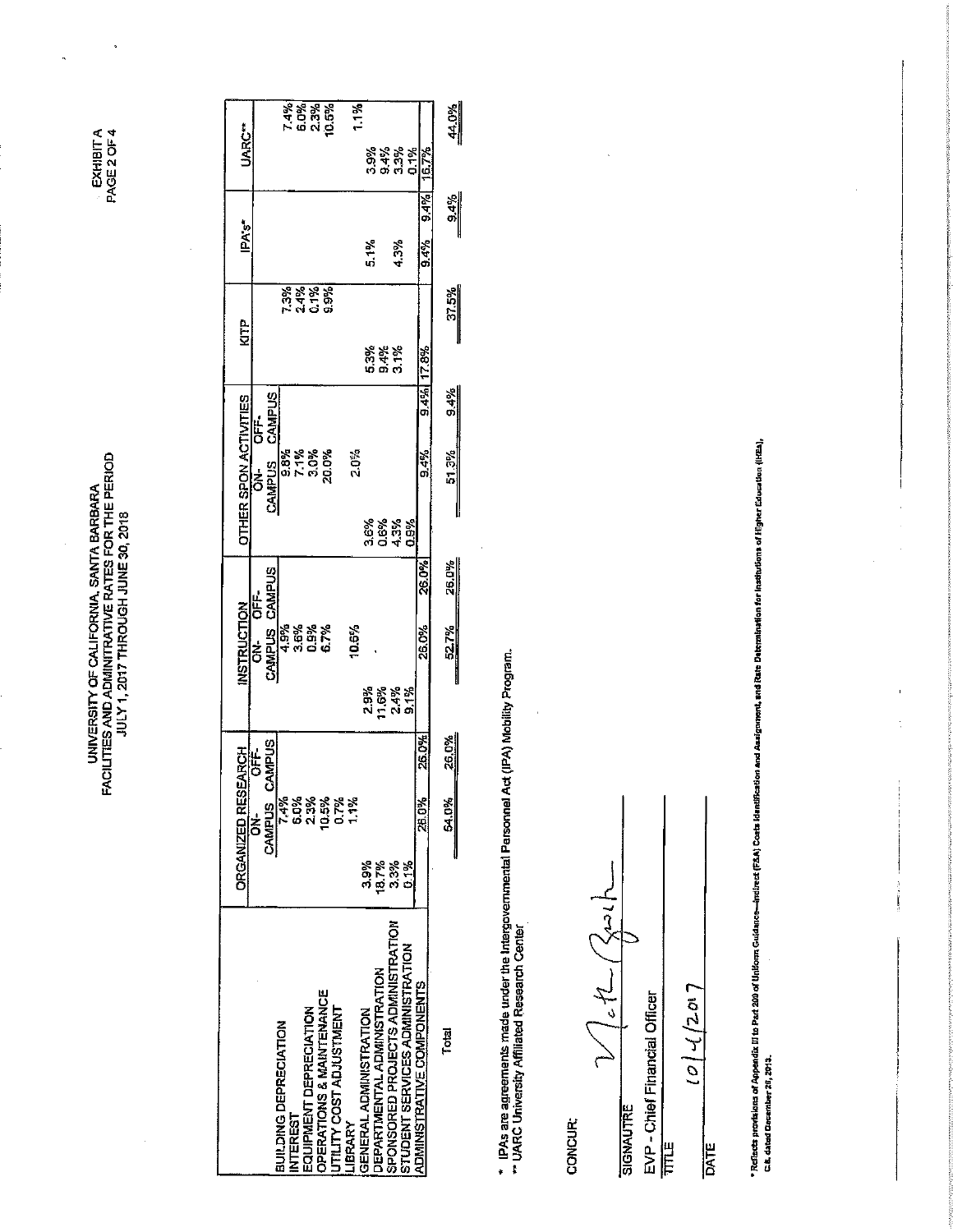EXHIBIT A
PAGE 2 OF 4

# UNIVERSITY OF CALIFORNIA, SANTA BARBARA
## FACILITIES AND ADMINITRATIVE RATES FOR THE PERIOD
## JULY 1, 2017 THROUGH JUNE 30, 2018

| | ORGANIZED RESEARCH | | INSTRUCTION | | OTHER SPON ACTIVITIES | | KITP | IPA's* | UARC** |
|---|---|---|---|---|---|---|---|---|---|
| | ON-CAMPUS | OFF-CAMPUS | ON-CAMPUS | OFF-CAMPUS | ON-CAMPUS | OFF-CAMPUS | | | |
| BUILDING DEPRECIATION | 7.4% | | 4.9% | | 9.8% | | 7.3% | | 7.4% |
| INTEREST | 6.0% | | 3.6% | | 7.1% | | 2.4% | | 6.0% |
| EQUIPMENT DEPRECIATION | 2.3% | | 0.9% | | 3.0% | | 0.1% | | 2.3% |
| OPERATIONS & MAINTENANCE | 10.5% | | 6.7% | | 20.0% | | 9.9% | | 10.5% |
| UTILITY COST ADJUSTMENT | 0.7% | | | | | | | | |
| LIBRARY | 1.1% | | 10.6% | | 2.0% | | | | 1.1% |
| GENERAL ADMINISTRATION | 3.9% | | 2.9% | | 3.6% | | 5.3% | 5.1% | 3.9% |
| DEPARTMENTAL ADMINISTRATION | 18.7% | | 11.6% | | 0.6% | | 9.4% | | 9.4% |
| SPONSORED PROJECTS ADMINISTRATION | 3.3% | | 2.4% | | 4.3% | | 3.1% | 4.3% | 3.3% |
| STUDENT SERVICES ADMINISTRATION | 0.1% | | 9.1% | | 0.9% | | | | 0.1% |
| ADMINISTRATIVE COMPONENTS | 26.0% | 26.0% | 26.0% | 26.0% | 9.4% | 9.4% | 17.8% | 9.4% | 16.7% |
| Total | 54.0% | 26.0% | 52.7% | 26.0% | 51.3% | 9.4% | 37.5% | 9.4% | 44.0% |

\* IPAs are agreements made under the Intergovernmental Personnel Act (IPA) Mobility Program.
\** UARC University Affiliated Research Center

CONCUR:

[Signature]

SIGNAUTRE

EVP - Chief Financial Officer

TITLE

10/4/2017

DATE

\* Reflects provisions of Appendix III to Part 200 of Uniform Guidance—Indirect (F&A) Costs Identification and Assignment, and Rate Determination for Institutions of Higher Education (IHEs), c.8. dated December 26, 2013.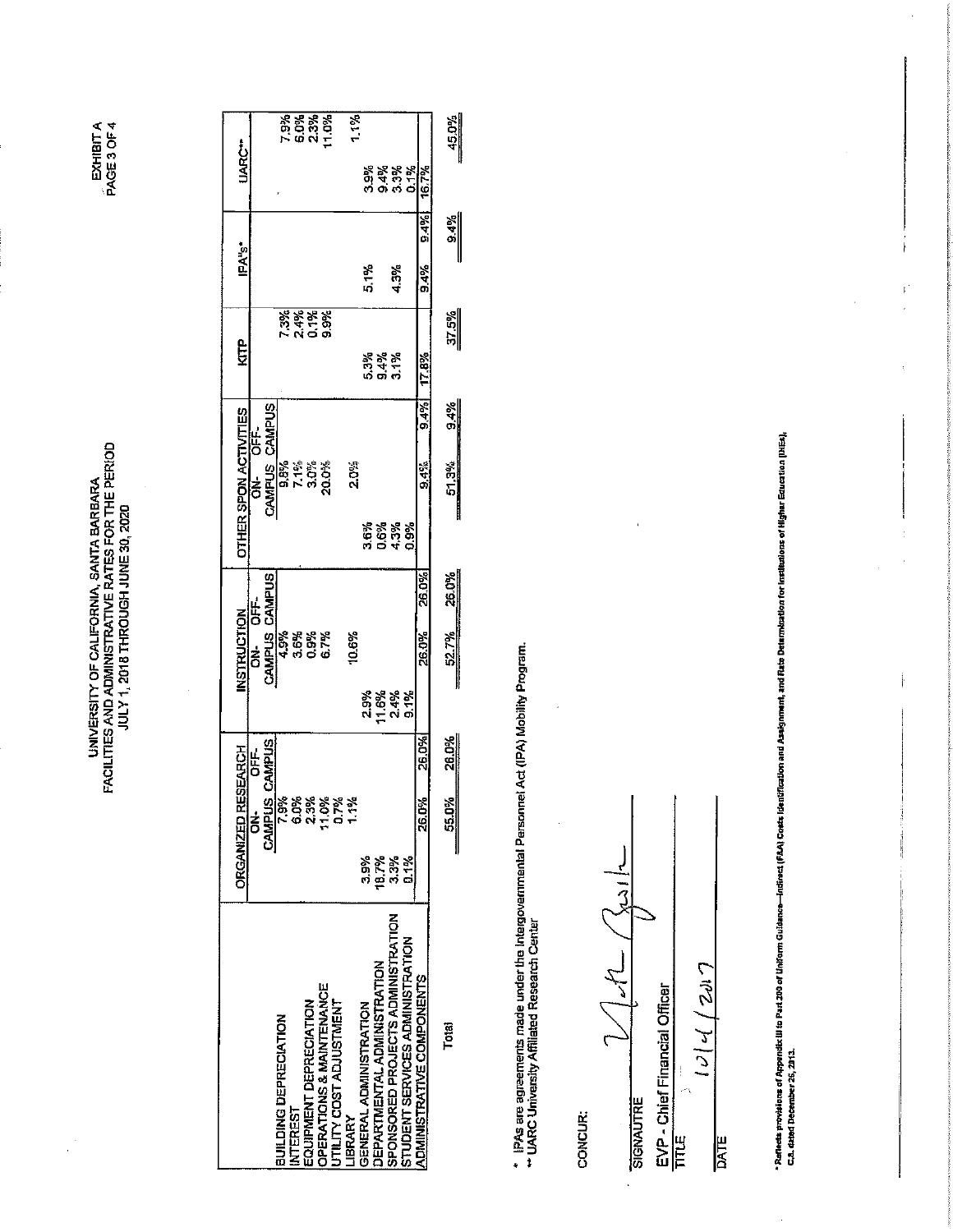EXHIBIT A

**UNIVERSITY OF CALIFORNIA, SANTA BARBARA**
**FACILITIES AND ADMINISTRATIVE RATES FOR THE PERIOD**
**JULY 1, 2018 THROUGH JUNE 30, 2020**

| | ORGANIZED RESEARCH | | INSTRUCTION | | OTHER SPON ACTIVITIES | | KTIP | IPA's* | UARC** |
|---|---|---|---|---|---|---|---|---|---|
| | ON-CAMPUS | OFF-CAMPUS | ON-CAMPUS | OFF-CAMPUS | ON-CAMPUS | OFF-CAMPUS | | | |
| BUILDING DEPRECIATION | 7.9% | | 4.9% | | 9.8% | | 7.3% | | 7.9% |
| INTEREST | 6.0% | | 3.6% | | 7.1% | | 2.4% | | 6.0% |
| EQUIPMENT DEPRECIATION | 2.3% | | 0.9% | | 3.0% | | 0.1% | | 2.3% |
| OPERATIONS & MAINTENANCE | 11.0% | | 6.7% | | 20.0% | | 9.9% | | 11.0% |
| UTILITY COST ADJUSTMENT | 0.7% | | | | | | | | |
| LIBRARY | 1.1% | | 10.6% | | 2.0% | | | | 1.1% |
| GENERAL ADMINISTRATION | 3.9% | | 2.9% | | 3.6% | | 5.3% | 5.1% | 3.9% |
| DEPARTMENTAL ADMINISTRATION | 18.7% | | 11.6% | | 0.6% | | 9.4% | | 9.4% |
| SPONSORED PROJECTS ADMINISTRATION | 3.3% | | 2.4% | | 4.3% | | 3.1% | 4.3% | 3.3% |
| STUDENT SERVICES ADMINISTRATION | 0.1% | | 9.1% | | 0.9% | | | | 0.1% |
| ADMINISTRATIVE COMPONENTS | 26.0% | 26.0% | 26.0% | 26.0% | 9.4% | 9.4% | 17.8% | 9.4% | 16.7% |
| Total | 55.0% | 26.0% | 52.7% | 26.0% | 51.3% | 9.4% | 37.5% | 9.4% | 45.0% |

\* IPAs are agreements made under the Intergovernmental Personnel Act (IPA) Mobility Program.
\** UARC University Affiliated Research Center

CONCUR:

[Signature]
SIGNATURE

EVP - Chief Financial Officer
TITLE

10/4/2017
DATE

\* Reflects provisions of Appendix III to Part 200 of Uniform Guidance—Indirect (F&A) Costs Identification and Assignment, and Rate Determination for Institutions of Higher Education (IHEs), c.a. dated December 26, 2013.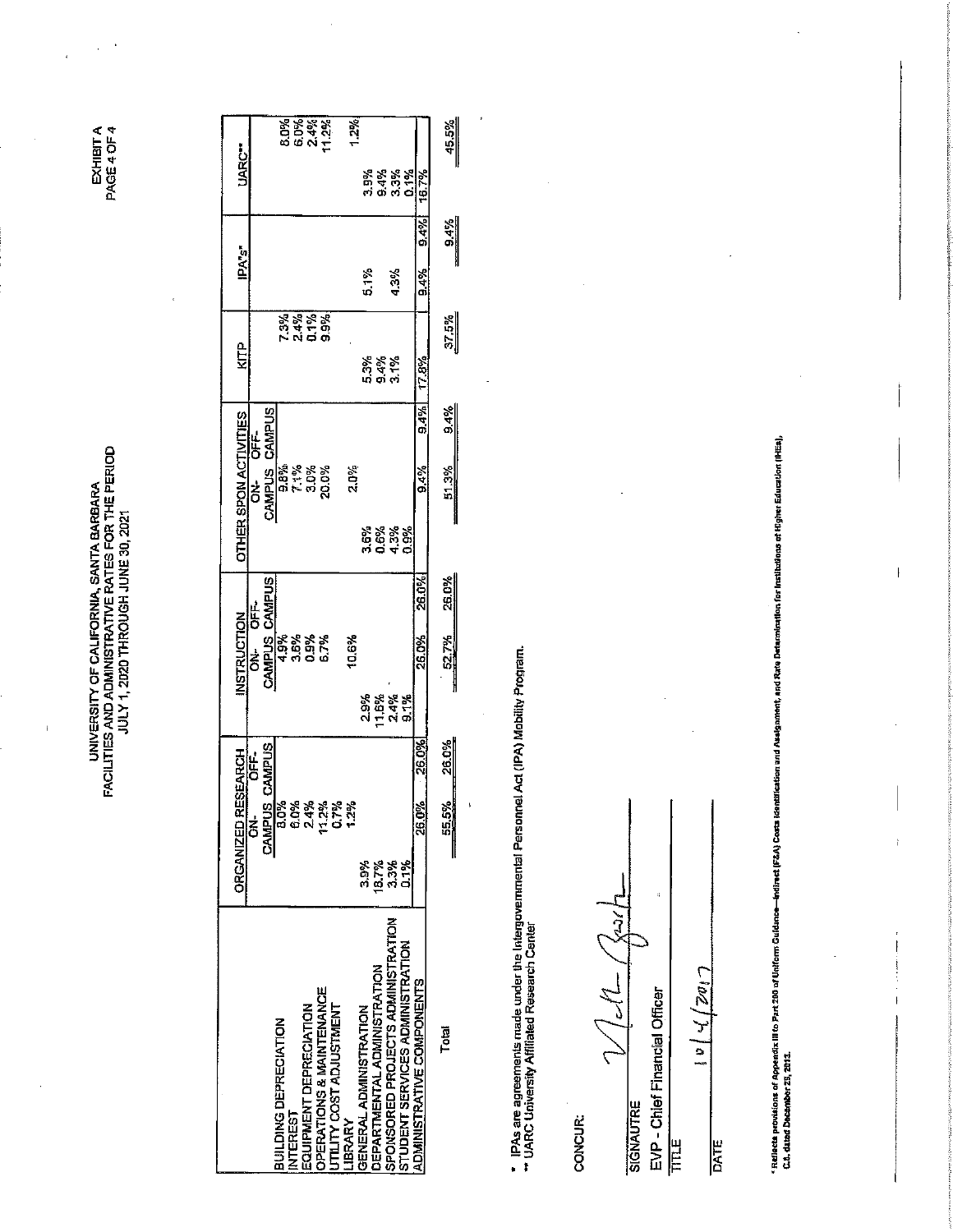EXHIBIT A

# UNIVERSITY OF CALIFORNIA, SANTA BARBARA
## FACILITIES AND ADMINISTRATIVE RATES FOR THE PERIOD JULY 1, 2020 THROUGH JUNE 30, 2021

| | ORGANIZED RESEARCH | | INSTRUCTION | | OTHER SPON ACTIVITIES | | KITP | IPA's* | UARC** |
|---|---|---|---|---|---|---|---|---|---|
| | ON-CAMPUS | OFF-CAMPUS | ON-CAMPUS | OFF-CAMPUS | ON-CAMPUS | OFF-CAMPUS | | | |
| BUILDING DEPRECIATION | 8.0% | | 4.9% | | 9.8% | | 7.3% | | 8.0% |
| INTEREST | 6.0% | | 3.6% | | 7.1% | | 2.4% | | 6.0% |
| EQUIPMENT DEPRECIATION | 2.4% | | 0.9% | | 3.0% | | 0.1% | | 2.4% |
| OPERATIONS & MAINTENANCE | 11.2% | | 6.7% | | 20.0% | | 9.9% | | 11.2% |
| UTILITY COST ADJUSTMENT | 0.7% | | | | | | | | |
| LIBRARY | 1.2% | | 10.6% | | 2.0% | | | | 1.2% |
| GENERAL ADMINISTRATION | 3.9% | | 2.9% | | 3.6% | | 5.3% | 5.1% | 3.9% |
| DEPARTMENTAL ADMINISTRATION | 18.7% | | 11.6% | | 0.6% | | 9.4% | | 9.4% |
| SPONSORED PROJECTS ADMINISTRATION | 3.3% | | 2.4% | | 4.3% | | 3.1% | 4.3% | 3.3% |
| STUDENT SERVICES ADMINISTRATION | 0.1% | | 9.1% | | 0.9% | | | | 0.1% |
| ADMINISTRATIVE COMPONENTS | 26.0% | 26.0% | 26.0% | 26.0% | 9.4% | 9.4% | 17.8% | 9.4% 9.4% | 16.7% |
| Total | 55.5% | 26.0% | 52.7% | 26.0% | 51.3% | 9.4% | 37.5% | 9.4% | 45.5% |

\* IPAs are agreements made under the Intergovernmental Personnel Act (IPA) Mobility Program.
\*\* UARC University Affiliated Research Center

CONCUR:

[Signature]

SIGNAUTRE

EVP - Chief Financial Officer

TITLE

10/4/2017

DATE

\* Reflects provisions of Appendix III to Part 200 of Uniform Guidance—Indirect (F&A) Costs Identification and Assignment, and Rate Determination for Institutions of Higher Education (IHEs), C.8, dated December 26, 2013.